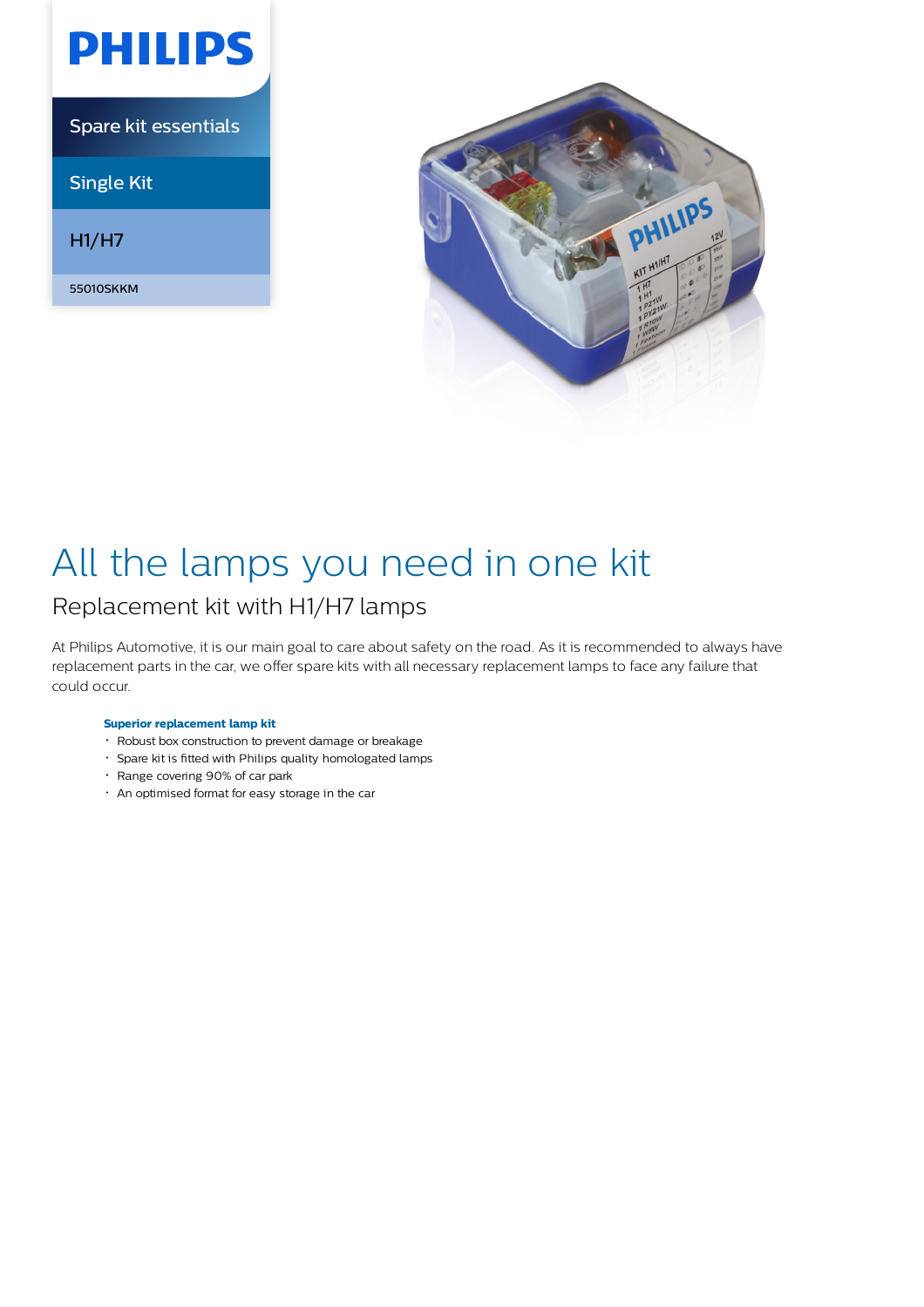PHILIPS

Spare kit essentials

Single Kit

H1/H7

55010SKKM

# All the lamps you need in one kit

## Replacement kit with H1/H7 lamps

At Philips Automotive, it is our main goal to care about safety on the road. As it is recommended to always have replacement parts in the car, we offer spare kits with all necessary replacement lamps to face any failure that could occur.

**Superior replacement lamp kit**

- Robust box construction to prevent damage or breakage
- Spare kit is fitted with Philips quality homologated lamps
- Range covering 90% of car park
- An optimised format for easy storage in the car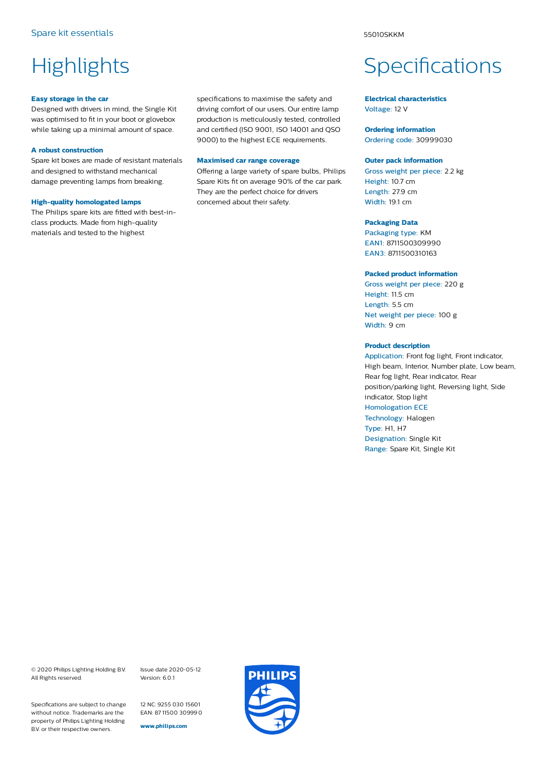Spare kit essentials

55010SKKM

# Highlights

### Easy storage in the car

Designed with drivers in mind, the Single Kit was optimised to fit in your boot or glovebox while taking up a minimal amount of space.

### A robust construction

Spare kit boxes are made of resistant materials and designed to withstand mechanical damage preventing lamps from breaking.

### High-quality homologated lamps

The Philips spare kits are fitted with best-in-class products. Made from high-quality materials and tested to the highest specifications to maximise the safety and driving comfort of our users. Our entire lamp production is meticulously tested, controlled and certified (ISO 9001, ISO 14001 and QSO 9000) to the highest ECE requirements.

### Maximised car range coverage

Offering a large variety of spare bulbs, Philips Spare Kits fit on average 90% of the car park. They are the perfect choice for drivers concerned about their safety.

# Specifications

### Electrical characteristics

Voltage: 12 V

### Ordering information

Ordering code: 30999030

### Outer pack information

Gross weight per piece: 2.2 kg
Height: 10.7 cm
Length: 27.9 cm
Width: 19.1 cm

### Packaging Data

Packaging type: KM
EAN1: 8711500309990
EAN3: 8711500310163

### Packed product information

Gross weight per piece: 220 g
Height: 11.5 cm
Length: 5.5 cm
Net weight per piece: 100 g
Width: 9 cm

### Product description

Application: Front fog light, Front indicator, High beam, Interior, Number plate, Low beam, Rear fog light, Rear indicator, Rear position/parking light, Reversing light, Side indicator, Stop light
Homologation ECE
Technology: Halogen
Type: H1, H7
Designation: Single Kit
Range: Spare Kit, Single Kit

© 2020 Philips Lighting Holding B.V.
All Rights reserved.

Specifications are subject to change without notice. Trademarks are the property of Philips Lighting Holding B.V. or their respective owners.

Issue date 2020-05-12
Version: 6.0.1

12 NC: 9255 030 15601
EAN: 87 11500 30999 0

**www.philips.com**

PHILIPS